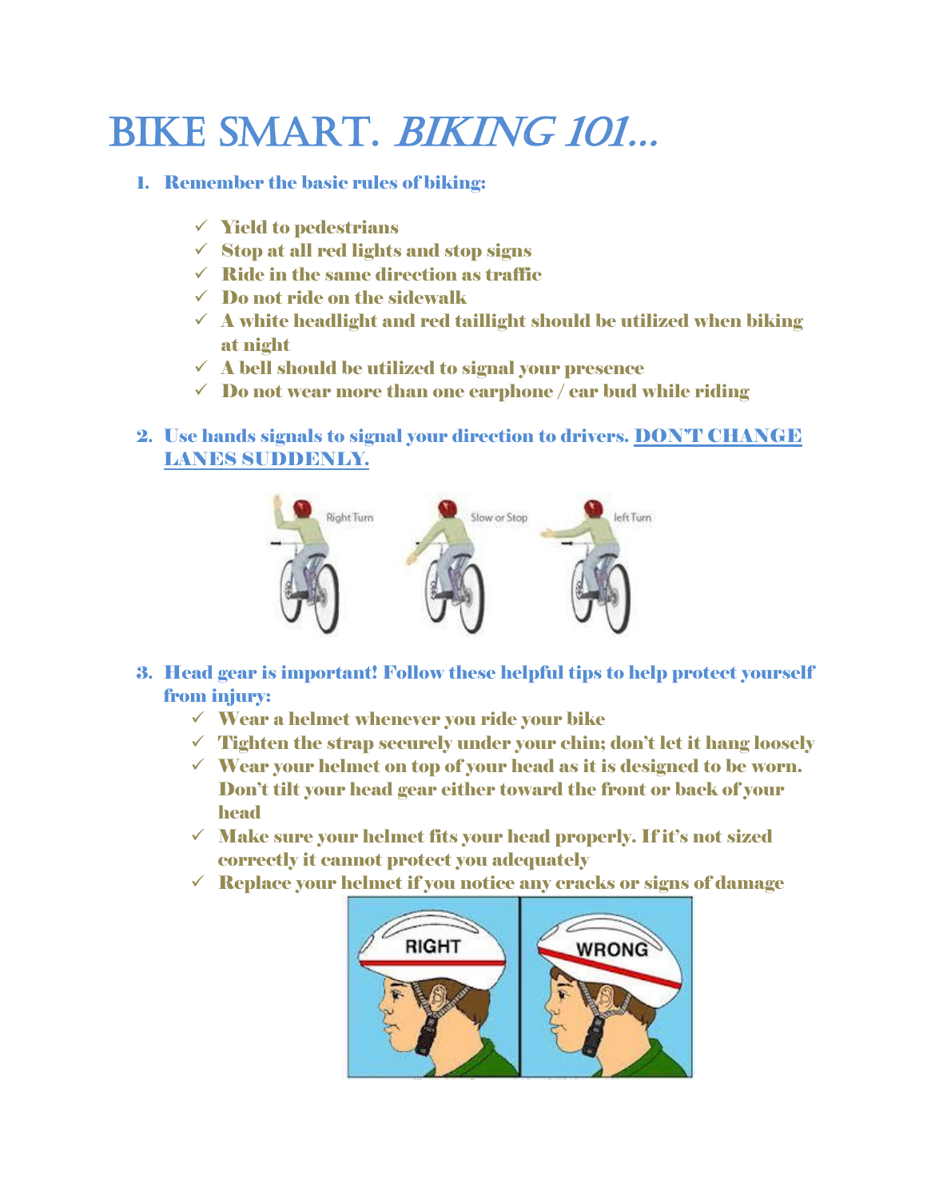# BIKE SMART. *BIKING 101…*

1. **Remember the basic rules of biking:**

   - ✓ **Yield to pedestrians**
   - ✓ **Stop at all red lights and stop signs**
   - ✓ **Ride in the same direction as traffic**
   - ✓ **Do not ride on the sidewalk**
   - ✓ **A white headlight and red taillight should be utilized when biking at night**
   - ✓ **A bell should be utilized to signal your presence**
   - ✓ **Do not wear more than one earphone / ear bud while riding**

2. **Use hands signals to signal your direction to drivers. <u>DON'T CHANGE LANES SUDDENLY.</u>**

   Right Turn — Slow or Stop — left Turn

3. **Head gear is important! Follow these helpful tips to help protect yourself from injury:**
   - ✓ **Wear a helmet whenever you ride your bike**
   - ✓ **Tighten the strap securely under your chin; don't let it hang loosely**
   - ✓ **Wear your helmet on top of your head as it is designed to be worn. Don't tilt your head gear either toward the front or back of your head**
   - ✓ **Make sure your helmet fits your head properly. If it's not sized correctly it cannot protect you adequately**
   - ✓ **Replace your helmet if you notice any cracks or signs of damage**

   RIGHT — WRONG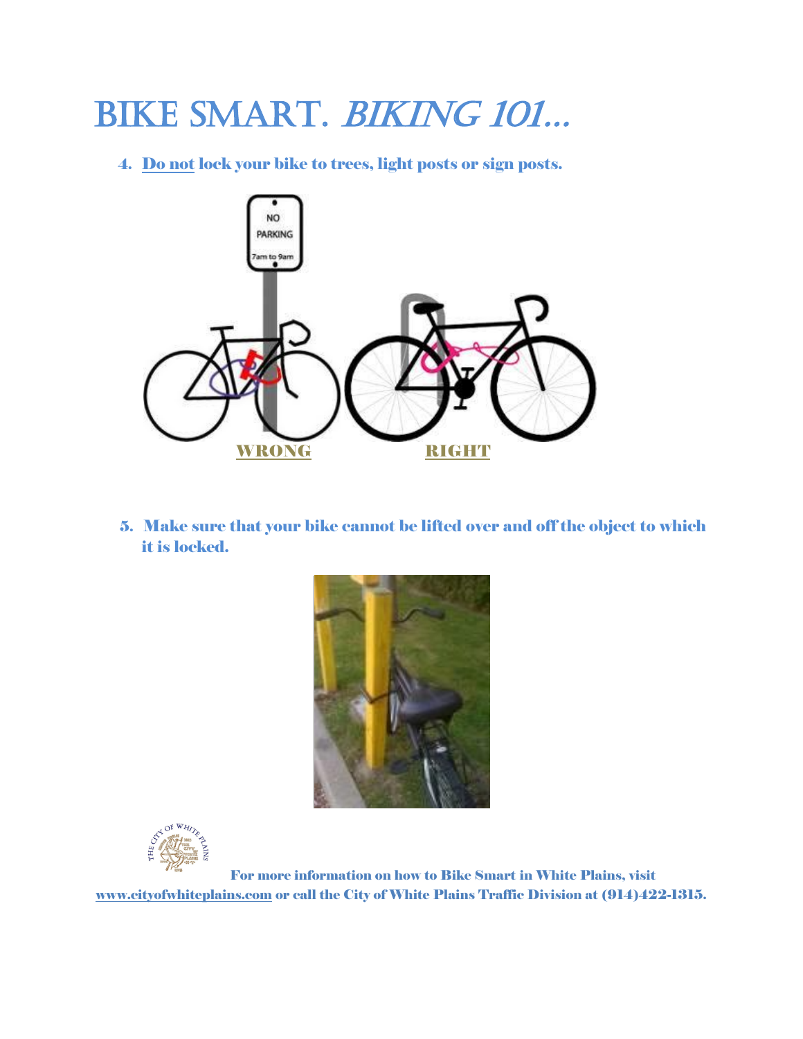# Bike Smart. *Biking 101…*

4. **<u>Do not</u> lock your bike to trees, light posts or sign posts.**

NO PARKING 7am to 9am

**WRONG** **RIGHT**

5. **Make sure that your bike cannot be lifted over and off the object to which it is locked.**

**For more information on how to Bike Smart in White Plains, visit www.cityofwhiteplains.com or call the City of White Plains Traffic Division at (914)422-1315.**